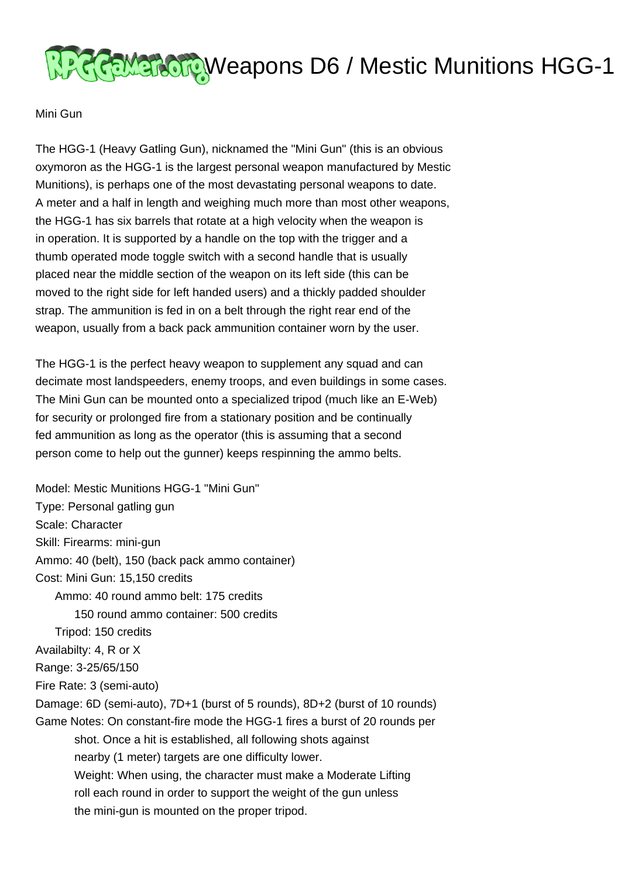# Weapons D6 / Mestic Munitions HGG-1

Mini Gun

The HGG-1 (Heavy Gatling Gun), nicknamed the "Mini Gun" (this is an obvious oxymoron as the HGG-1 is the largest personal weapon manufactured by Mestic Munitions), is perhaps one of the most devastating personal weapons to date. A meter and a half in length and weighing much more than most other weapons, the HGG-1 has six barrels that rotate at a high velocity when the weapon is in operation. It is supported by a handle on the top with the trigger and a thumb operated mode toggle switch with a second handle that is usually placed near the middle section of the weapon on its left side (this can be moved to the right side for left handed users) and a thickly padded shoulder strap. The ammunition is fed in on a belt through the right rear end of the weapon, usually from a back pack ammunition container worn by the user.

The HGG-1 is the perfect heavy weapon to supplement any squad and can decimate most landspeeders, enemy troops, and even buildings in some cases. The Mini Gun can be mounted onto a specialized tripod (much like an E-Web) for security or prolonged fire from a stationary position and be continually fed ammunition as long as the operator (this is assuming that a second person come to help out the gunner) keeps respinning the ammo belts.

Model: Mestic Munitions HGG-1 "Mini Gun"
Type: Personal gatling gun
Scale: Character
Skill: Firearms: mini-gun
Ammo: 40 (belt), 150 (back pack ammo container)
Cost: Mini Gun: 15,150 credits
  Ammo: 40 round ammo belt: 175 credits
    150 round ammo container: 500 credits
  Tripod: 150 credits
Availabilty: 4, R or X
Range: 3-25/65/150
Fire Rate: 3 (semi-auto)
Damage: 6D (semi-auto), 7D+1 (burst of 5 rounds), 8D+2 (burst of 10 rounds)
Game Notes: On constant-fire mode the HGG-1 fires a burst of 20 rounds per shot. Once a hit is established, all following shots against nearby (1 meter) targets are one difficulty lower.
  Weight: When using, the character must make a Moderate Lifting roll each round in order to support the weight of the gun unless the mini-gun is mounted on the proper tripod.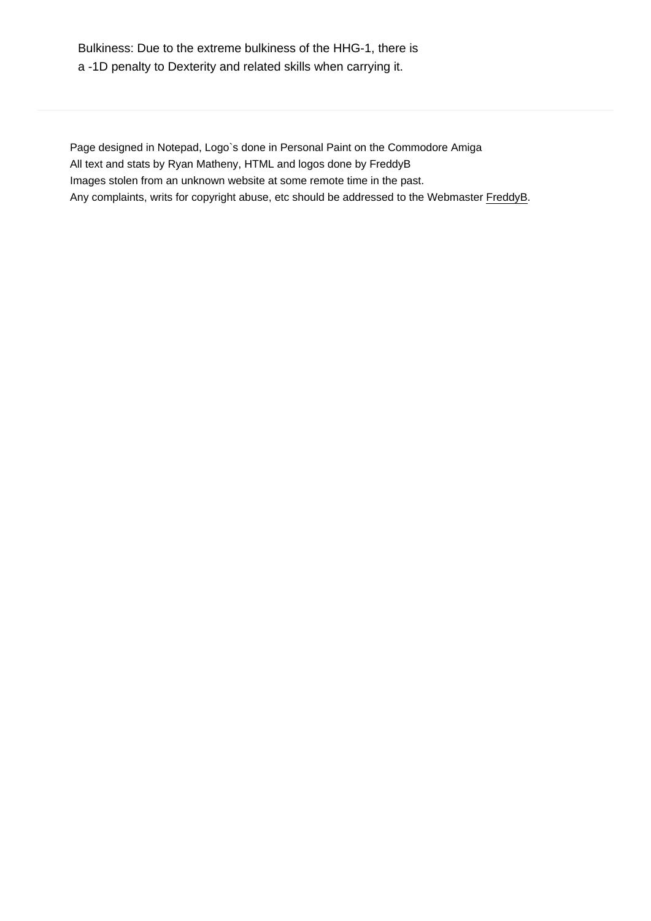Bulkiness: Due to the extreme bulkiness of the HHG-1, there is a -1D penalty to Dexterity and related skills when carrying it.

---

Page designed in Notepad, Logo`s done in Personal Paint on the Commodore Amiga
All text and stats by Ryan Matheny, HTML and logos done by FreddyB
Images stolen from an unknown website at some remote time in the past.
Any complaints, writs for copyright abuse, etc should be addressed to the Webmaster FreddyB.